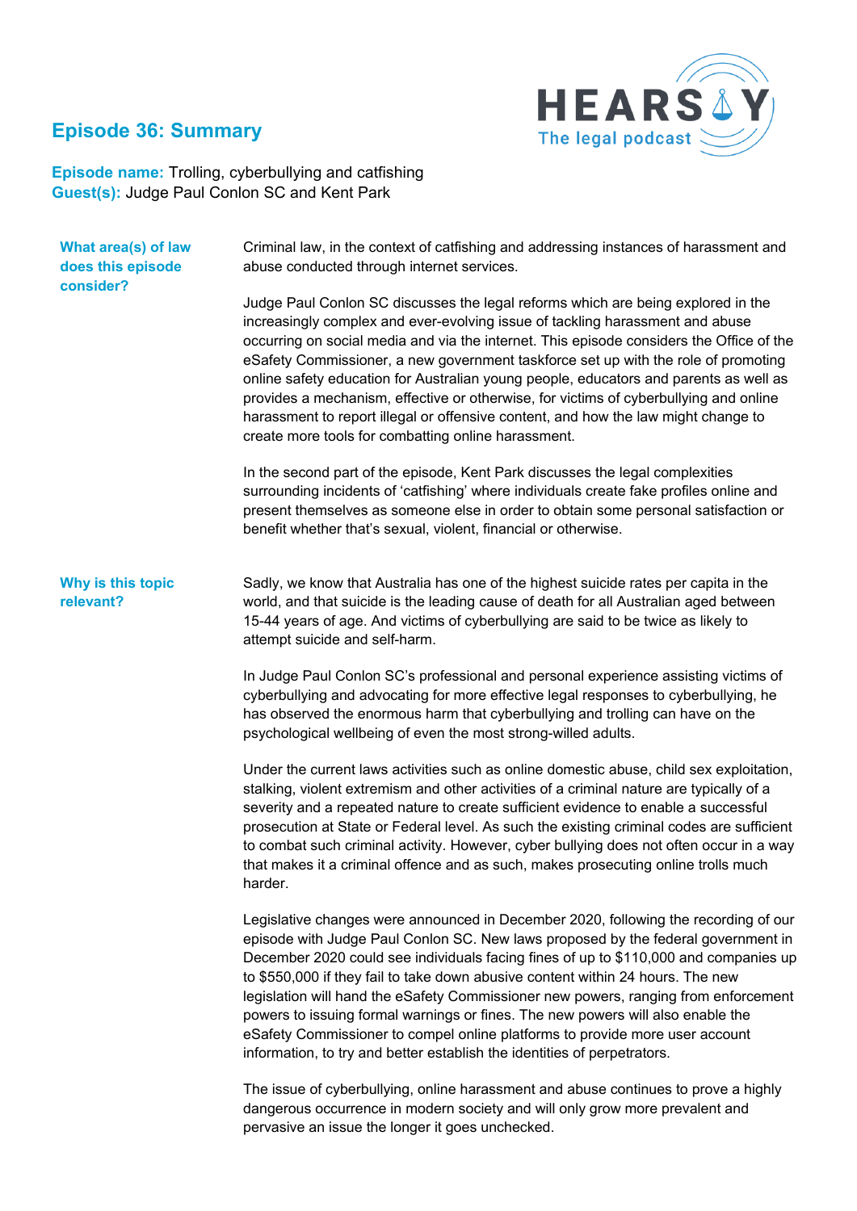# Episode 36: Summary

HEARSAY The legal podcast

**Episode name:** Trolling, cyberbullying and catfishing
**Guest(s):** Judge Paul Conlon SC and Kent Park

### What area(s) of law does this episode consider?

Criminal law, in the context of catfishing and addressing instances of harassment and abuse conducted through internet services.

Judge Paul Conlon SC discusses the legal reforms which are being explored in the increasingly complex and ever-evolving issue of tackling harassment and abuse occurring on social media and via the internet. This episode considers the Office of the eSafety Commissioner, a new government taskforce set up with the role of promoting online safety education for Australian young people, educators and parents as well as provides a mechanism, effective or otherwise, for victims of cyberbullying and online harassment to report illegal or offensive content, and how the law might change to create more tools for combatting online harassment.

In the second part of the episode, Kent Park discusses the legal complexities surrounding incidents of 'catfishing' where individuals create fake profiles online and present themselves as someone else in order to obtain some personal satisfaction or benefit whether that's sexual, violent, financial or otherwise.

### Why is this topic relevant?

Sadly, we know that Australia has one of the highest suicide rates per capita in the world, and that suicide is the leading cause of death for all Australian aged between 15-44 years of age. And victims of cyberbullying are said to be twice as likely to attempt suicide and self-harm.

In Judge Paul Conlon SC's professional and personal experience assisting victims of cyberbullying and advocating for more effective legal responses to cyberbullying, he has observed the enormous harm that cyberbullying and trolling can have on the psychological wellbeing of even the most strong-willed adults.

Under the current laws activities such as online domestic abuse, child sex exploitation, stalking, violent extremism and other activities of a criminal nature are typically of a severity and a repeated nature to create sufficient evidence to enable a successful prosecution at State or Federal level. As such the existing criminal codes are sufficient to combat such criminal activity. However, cyber bullying does not often occur in a way that makes it a criminal offence and as such, makes prosecuting online trolls much harder.

Legislative changes were announced in December 2020, following the recording of our episode with Judge Paul Conlon SC. New laws proposed by the federal government in December 2020 could see individuals facing fines of up to $110,000 and companies up to $550,000 if they fail to take down abusive content within 24 hours. The new legislation will hand the eSafety Commissioner new powers, ranging from enforcement powers to issuing formal warnings or fines. The new powers will also enable the eSafety Commissioner to compel online platforms to provide more user account information, to try and better establish the identities of perpetrators.

The issue of cyberbullying, online harassment and abuse continues to prove a highly dangerous occurrence in modern society and will only grow more prevalent and pervasive an issue the longer it goes unchecked.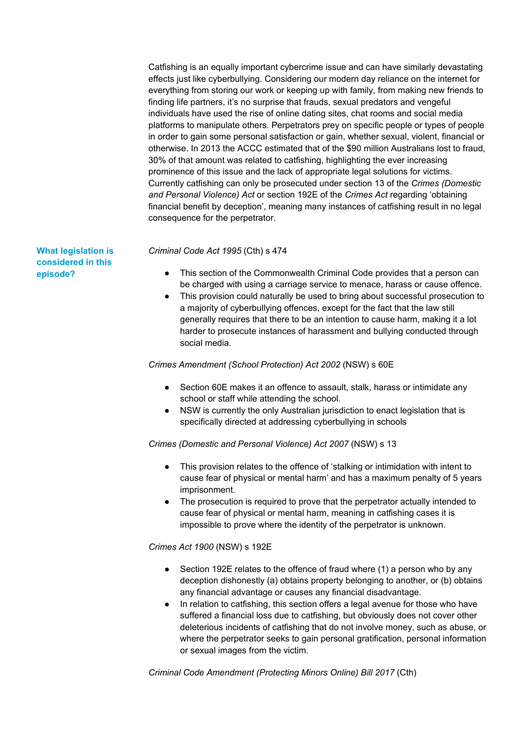Catfishing is an equally important cybercrime issue and can have similarly devastating effects just like cyberbullying. Considering our modern day reliance on the internet for everything from storing our work or keeping up with family, from making new friends to finding life partners, it's no surprise that frauds, sexual predators and vengeful individuals have used the rise of online dating sites, chat rooms and social media platforms to manipulate others. Perpetrators prey on specific people or types of people in order to gain some personal satisfaction or gain, whether sexual, violent, financial or otherwise. In 2013 the ACCC estimated that of the $90 million Australians lost to fraud, 30% of that amount was related to catfishing, highlighting the ever increasing prominence of this issue and the lack of appropriate legal solutions for victims. Currently catfishing can only be prosecuted under section 13 of the *Crimes (Domestic and Personal Violence) Act* or section 192E of the *Crimes Act* regarding 'obtaining financial benefit by deception', meaning many instances of catfishing result in no legal consequence for the perpetrator.

## What legislation is considered in this episode?

*Criminal Code Act 1995* (Cth) s 474

- This section of the Commonwealth Criminal Code provides that a person can be charged with using a carriage service to menace, harass or cause offence.
- This provision could naturally be used to bring about successful prosecution to a majority of cyberbullying offences, except for the fact that the law still generally requires that there to be an intention to cause harm, making it a lot harder to prosecute instances of harassment and bullying conducted through social media.

*Crimes Amendment (School Protection) Act 2002* (NSW) s 60E

- Section 60E makes it an offence to assault, stalk, harass or intimidate any school or staff while attending the school.
- NSW is currently the only Australian jurisdiction to enact legislation that is specifically directed at addressing cyberbullying in schools

*Crimes (Domestic and Personal Violence) Act 2007* (NSW) s 13

- This provision relates to the offence of 'stalking or intimidation with intent to cause fear of physical or mental harm' and has a maximum penalty of 5 years imprisonment.
- The prosecution is required to prove that the perpetrator actually intended to cause fear of physical or mental harm, meaning in catfishing cases it is impossible to prove where the identity of the perpetrator is unknown.

*Crimes Act 1900* (NSW) s 192E

- Section 192E relates to the offence of fraud where (1) a person who by any deception dishonestly (a) obtains property belonging to another, or (b) obtains any financial advantage or causes any financial disadvantage.
- In relation to catfishing, this section offers a legal avenue for those who have suffered a financial loss due to catfishing, but obviously does not cover other deleterious incidents of catfishing that do not involve money, such as abuse, or where the perpetrator seeks to gain personal gratification, personal information or sexual images from the victim.

*Criminal Code Amendment (Protecting Minors Online) Bill 2017* (Cth)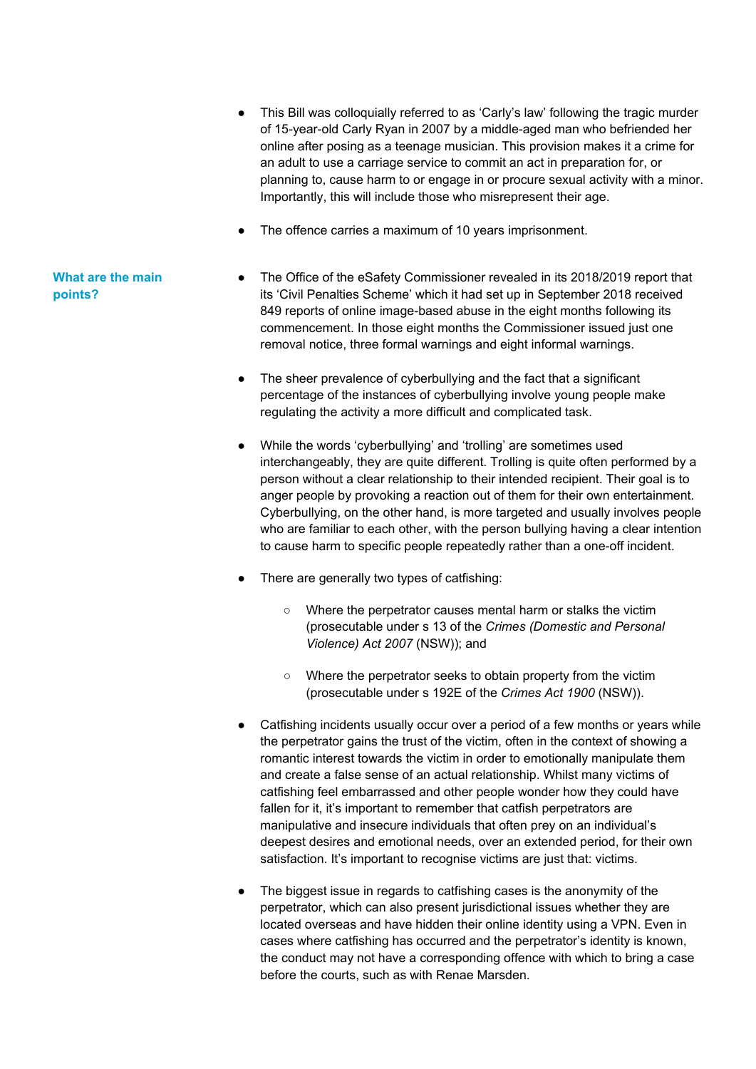- This Bill was colloquially referred to as 'Carly's law' following the tragic murder of 15-year-old Carly Ryan in 2007 by a middle-aged man who befriended her online after posing as a teenage musician. This provision makes it a crime for an adult to use a carriage service to commit an act in preparation for, or planning to, cause harm to or engage in or procure sexual activity with a minor. Importantly, this will include those who misrepresent their age.

- The offence carries a maximum of 10 years imprisonment.

## What are the main points?

- The Office of the eSafety Commissioner revealed in its 2018/2019 report that its 'Civil Penalties Scheme' which it had set up in September 2018 received 849 reports of online image-based abuse in the eight months following its commencement. In those eight months the Commissioner issued just one removal notice, three formal warnings and eight informal warnings.

- The sheer prevalence of cyberbullying and the fact that a significant percentage of the instances of cyberbullying involve young people make regulating the activity a more difficult and complicated task.

- While the words 'cyberbullying' and 'trolling' are sometimes used interchangeably, they are quite different. Trolling is quite often performed by a person without a clear relationship to their intended recipient. Their goal is to anger people by provoking a reaction out of them for their own entertainment. Cyberbullying, on the other hand, is more targeted and usually involves people who are familiar to each other, with the person bullying having a clear intention to cause harm to specific people repeatedly rather than a one-off incident.

- There are generally two types of catfishing:

    - Where the perpetrator causes mental harm or stalks the victim (prosecutable under s 13 of the *Crimes (Domestic and Personal Violence) Act 2007* (NSW)); and

    - Where the perpetrator seeks to obtain property from the victim (prosecutable under s 192E of the *Crimes Act 1900* (NSW)).

- Catfishing incidents usually occur over a period of a few months or years while the perpetrator gains the trust of the victim, often in the context of showing a romantic interest towards the victim in order to emotionally manipulate them and create a false sense of an actual relationship. Whilst many victims of catfishing feel embarrassed and other people wonder how they could have fallen for it, it's important to remember that catfish perpetrators are manipulative and insecure individuals that often prey on an individual's deepest desires and emotional needs, over an extended period, for their own satisfaction. It's important to recognise victims are just that: victims.

- The biggest issue in regards to catfishing cases is the anonymity of the perpetrator, which can also present jurisdictional issues whether they are located overseas and have hidden their online identity using a VPN. Even in cases where catfishing has occurred and the perpetrator's identity is known, the conduct may not have a corresponding offence with which to bring a case before the courts, such as with Renae Marsden.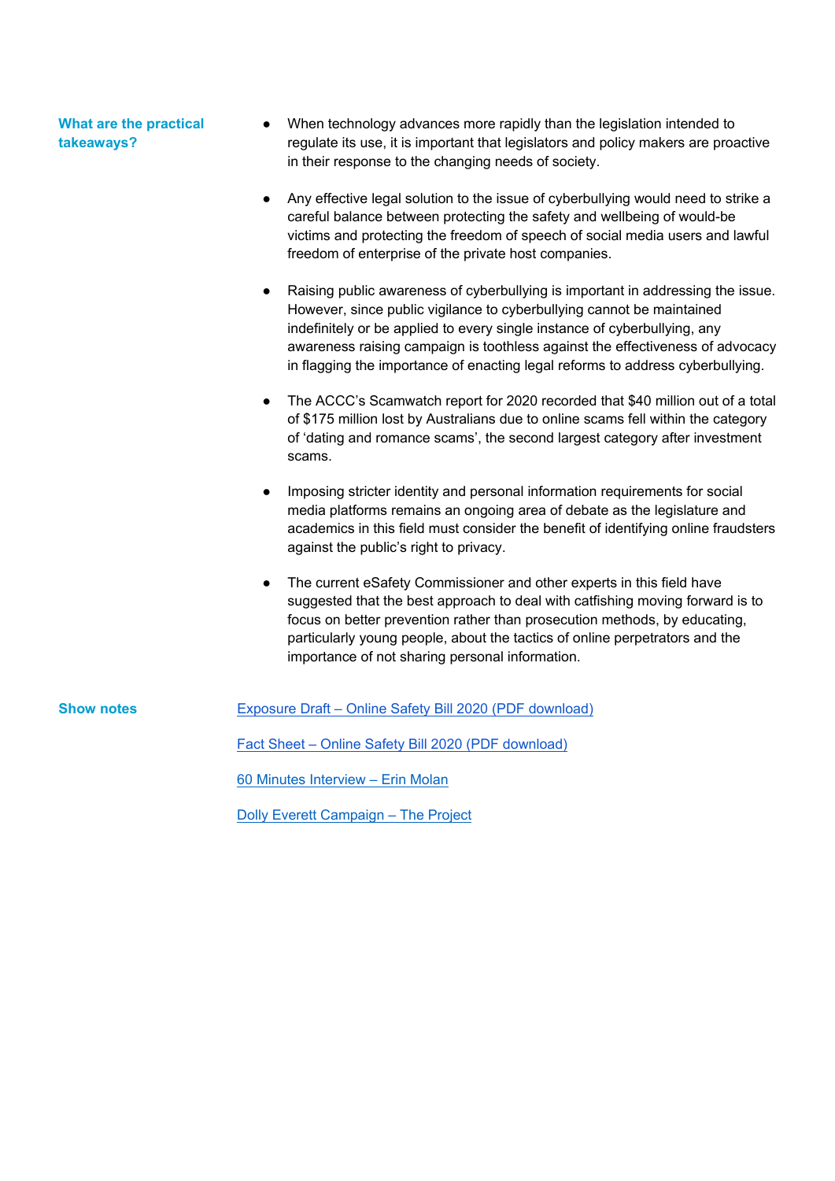## What are the practical takeaways?

- When technology advances more rapidly than the legislation intended to regulate its use, it is important that legislators and policy makers are proactive in their response to the changing needs of society.
- Any effective legal solution to the issue of cyberbullying would need to strike a careful balance between protecting the safety and wellbeing of would-be victims and protecting the freedom of speech of social media users and lawful freedom of enterprise of the private host companies.
- Raising public awareness of cyberbullying is important in addressing the issue. However, since public vigilance to cyberbullying cannot be maintained indefinitely or be applied to every single instance of cyberbullying, any awareness raising campaign is toothless against the effectiveness of advocacy in flagging the importance of enacting legal reforms to address cyberbullying.
- The ACCC's Scamwatch report for 2020 recorded that $40 million out of a total of $175 million lost by Australians due to online scams fell within the category of 'dating and romance scams', the second largest category after investment scams.
- Imposing stricter identity and personal information requirements for social media platforms remains an ongoing area of debate as the legislature and academics in this field must consider the benefit of identifying online fraudsters against the public's right to privacy.
- The current eSafety Commissioner and other experts in this field have suggested that the best approach to deal with catfishing moving forward is to focus on better prevention rather than prosecution methods, by educating, particularly young people, about the tactics of online perpetrators and the importance of not sharing personal information.

## Show notes

Exposure Draft – Online Safety Bill 2020 (PDF download)

Fact Sheet – Online Safety Bill 2020 (PDF download)

60 Minutes Interview – Erin Molan

Dolly Everett Campaign – The Project